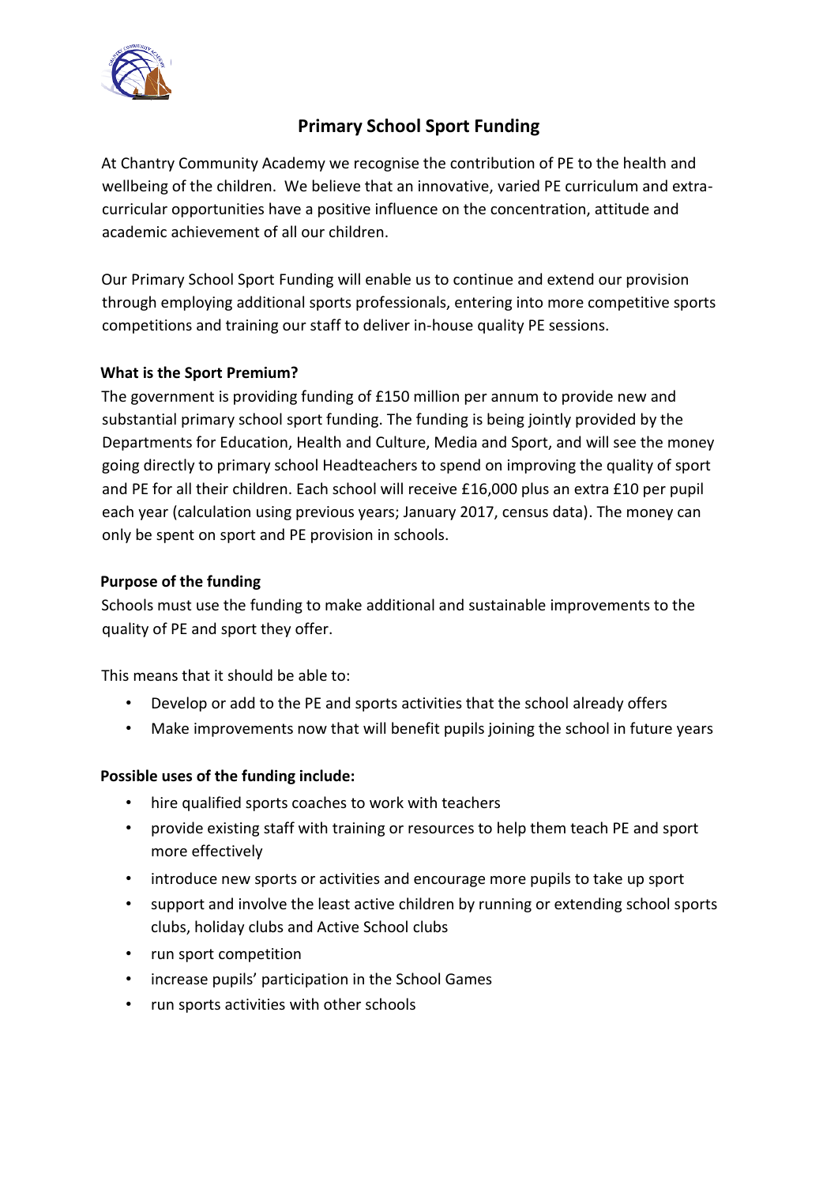# Primary School Sport Funding

At Chantry Community Academy we recognise the contribution of PE to the health and wellbeing of the children. We believe that an innovative, varied PE curriculum and extra-curricular opportunities have a positive influence on the concentration, attitude and academic achievement of all our children.

Our Primary School Sport Funding will enable us to continue and extend our provision through employing additional sports professionals, entering into more competitive sports competitions and training our staff to deliver in-house quality PE sessions.

**What is the Sport Premium?**

The government is providing funding of £150 million per annum to provide new and substantial primary school sport funding. The funding is being jointly provided by the Departments for Education, Health and Culture, Media and Sport, and will see the money going directly to primary school Headteachers to spend on improving the quality of sport and PE for all their children. Each school will receive £16,000 plus an extra £10 per pupil each year (calculation using previous years; January 2017, census data). The money can only be spent on sport and PE provision in schools.

**Purpose of the funding**

Schools must use the funding to make additional and sustainable improvements to the quality of PE and sport they offer.

This means that it should be able to:

- Develop or add to the PE and sports activities that the school already offers
- Make improvements now that will benefit pupils joining the school in future years

**Possible uses of the funding include:**

- hire qualified sports coaches to work with teachers
- provide existing staff with training or resources to help them teach PE and sport more effectively
- introduce new sports or activities and encourage more pupils to take up sport
- support and involve the least active children by running or extending school sports clubs, holiday clubs and Active School clubs
- run sport competition
- increase pupils' participation in the School Games
- run sports activities with other schools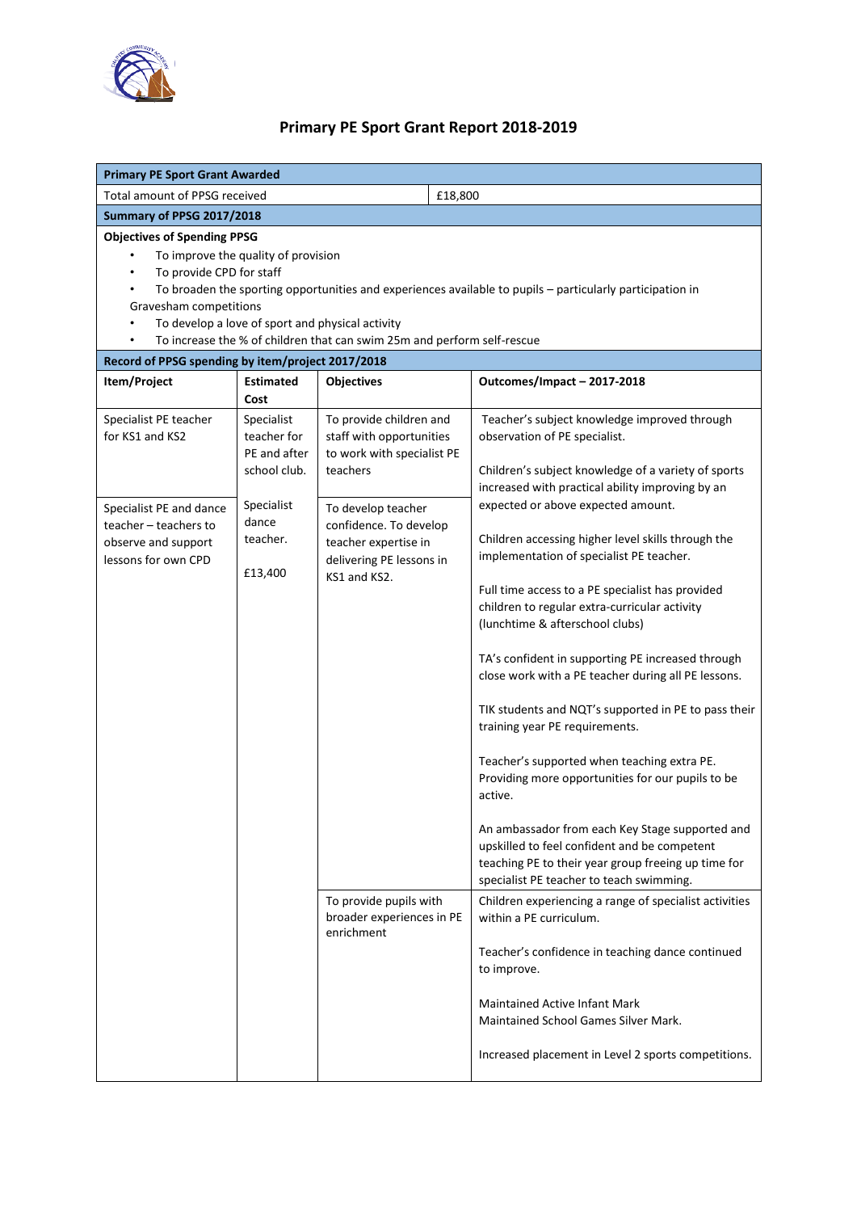# Primary PE Sport Grant Report 2018-2019

| Primary PE Sport Grant Awarded | |
|---|---|
| Total amount of PPSG received | £18,800 |

**Summary of PPSG 2017/2018**

**Objectives of Spending PPSG**

- To improve the quality of provision
- To provide CPD for staff
- To broaden the sporting opportunities and experiences available to pupils – particularly participation in Gravesham competitions
- To develop a love of sport and physical activity
- To increase the % of children that can swim 25m and perform self-rescue

**Record of PPSG spending by item/project 2017/2018**

| Item/Project | Estimated Cost | Objectives | Outcomes/Impact – 2017-2018 |
|---|---|---|---|
| Specialist PE teacher for KS1 and KS2 | Specialist teacher for PE and after school club. | To provide children and staff with opportunities to work with specialist PE teachers | Teacher's subject knowledge improved through observation of PE specialist.<br><br>Children's subject knowledge of a variety of sports increased with practical ability improving by an expected or above expected amount.<br><br>Children accessing higher level skills through the implementation of specialist PE teacher.<br><br>Full time access to a PE specialist has provided children to regular extra-curricular activity (lunchtime & afterschool clubs)<br><br>TA's confident in supporting PE increased through close work with a PE teacher during all PE lessons.<br><br>TIK students and NQT's supported in PE to pass their training year PE requirements.<br><br>Teacher's supported when teaching extra PE. Providing more opportunities for our pupils to be active.<br><br>An ambassador from each Key Stage supported and upskilled to feel confident and be competent teaching PE to their year group freeing up time for specialist PE teacher to teach swimming. |
| Specialist PE and dance teacher – teachers to observe and support lessons for own CPD | Specialist dance teacher.<br><br>£13,400 | To develop teacher confidence. To develop teacher expertise in delivering PE lessons in KS1 and KS2. | |
| | | To provide pupils with broader experiences in PE enrichment | Children experiencing a range of specialist activities within a PE curriculum.<br><br>Teacher's confidence in teaching dance continued to improve.<br><br>Maintained Active Infant Mark<br>Maintained School Games Silver Mark.<br><br>Increased placement in Level 2 sports competitions. |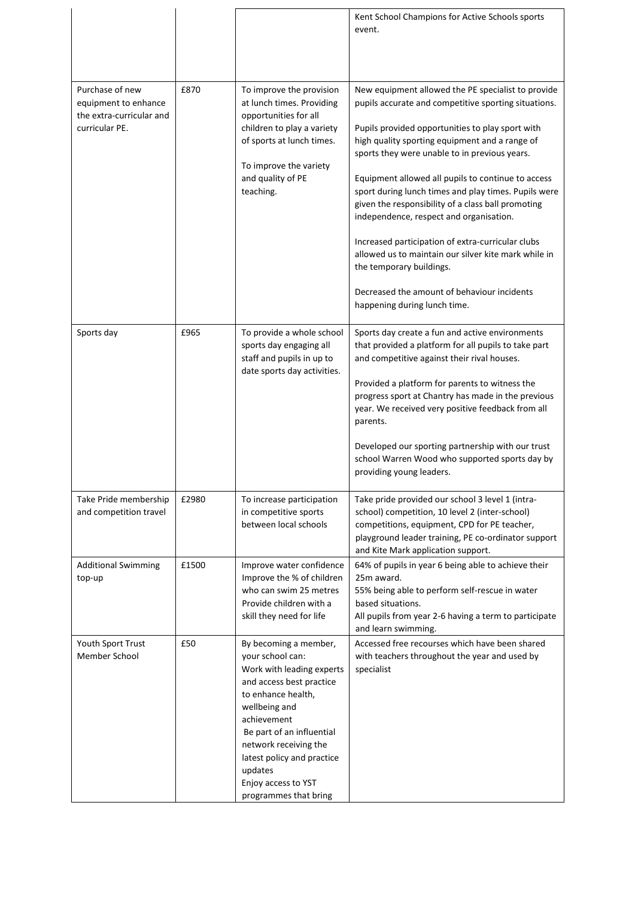| | | | |
|---|---|---|---|
| | | | Kent School Champions for Active Schools sports event. |
| Purchase of new equipment to enhance the extra-curricular and curricular PE. | £870 | To improve the provision at lunch times. Providing opportunities for all children to play a variety of sports at lunch times.<br><br>To improve the variety and quality of PE teaching. | New equipment allowed the PE specialist to provide pupils accurate and competitive sporting situations.<br><br>Pupils provided opportunities to play sport with high quality sporting equipment and a range of sports they were unable to in previous years.<br><br>Equipment allowed all pupils to continue to access sport during lunch times and play times. Pupils were given the responsibility of a class ball promoting independence, respect and organisation.<br><br>Increased participation of extra-curricular clubs allowed us to maintain our silver kite mark while in the temporary buildings.<br><br>Decreased the amount of behaviour incidents happening during lunch time. |
| Sports day | £965 | To provide a whole school sports day engaging all staff and pupils in up to date sports day activities. | Sports day create a fun and active environments that provided a platform for all pupils to take part and competitive against their rival houses.<br><br>Provided a platform for parents to witness the progress sport at Chantry has made in the previous year. We received very positive feedback from all parents.<br><br>Developed our sporting partnership with our trust school Warren Wood who supported sports day by providing young leaders. |
| Take Pride membership and competition travel | £2980 | To increase participation in competitive sports between local schools | Take pride provided our school 3 level 1 (intra-school) competition, 10 level 2 (inter-school) competitions, equipment, CPD for PE teacher, playground leader training, PE co-ordinator support and Kite Mark application support. |
| Additional Swimming top-up | £1500 | Improve water confidence<br>Improve the % of children who can swim 25 metres<br>Provide children with a skill they need for life | 64% of pupils in year 6 being able to achieve their 25m award.<br>55% being able to perform self-rescue in water based situations.<br>All pupils from year 2-6 having a term to participate and learn swimming. |
| Youth Sport Trust Member School | £50 | By becoming a member, your school can:<br>Work with leading experts and access best practice to enhance health, wellbeing and achievement<br>Be part of an influential network receiving the latest policy and practice updates<br>Enjoy access to YST programmes that bring | Accessed free recourses which have been shared with teachers throughout the year and used by specialist |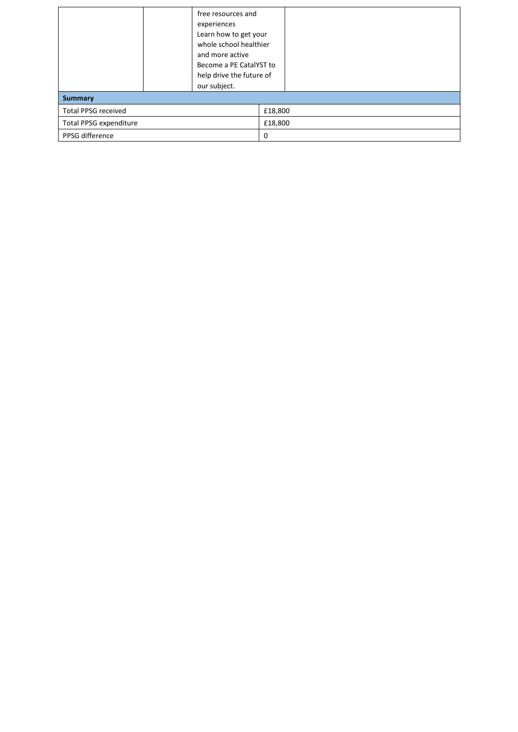| | | | |
|---|---|---|---|
| | | free resources and experiences<br>Learn how to get your whole school healthier and more active<br>Become a PE CatalYST to help drive the future of our subject. | |

| **Summary** | |
|---|---|
| Total PPSG received | £18,800 |
| Total PPSG expenditure | £18,800 |
| PPSG difference | 0 |